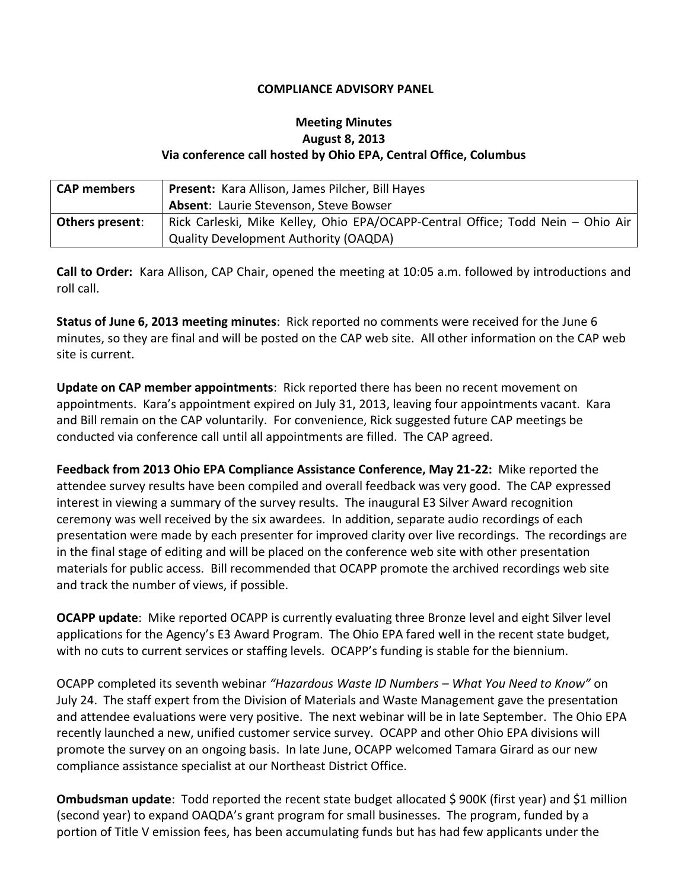# COMPLIANCE ADVISORY PANEL

## Meeting Minutes
## August 8, 2013
## Via conference call hosted by Ohio EPA, Central Office, Columbus

| CAP members | **Present:** Kara Allison, James Pilcher, Bill Hayes<br>**Absent**: Laurie Stevenson, Steve Bowser |
|---|---|
| **Others present**: | Rick Carleski, Mike Kelley, Ohio EPA/OCAPP-Central Office; Todd Nein – Ohio Air Quality Development Authority (OAQDA) |

**Call to Order:** Kara Allison, CAP Chair, opened the meeting at 10:05 a.m. followed by introductions and roll call.

**Status of June 6, 2013 meeting minutes**: Rick reported no comments were received for the June 6 minutes, so they are final and will be posted on the CAP web site. All other information on the CAP web site is current.

**Update on CAP member appointments**: Rick reported there has been no recent movement on appointments. Kara's appointment expired on July 31, 2013, leaving four appointments vacant. Kara and Bill remain on the CAP voluntarily. For convenience, Rick suggested future CAP meetings be conducted via conference call until all appointments are filled. The CAP agreed.

**Feedback from 2013 Ohio EPA Compliance Assistance Conference, May 21-22:** Mike reported the attendee survey results have been compiled and overall feedback was very good. The CAP expressed interest in viewing a summary of the survey results. The inaugural E3 Silver Award recognition ceremony was well received by the six awardees. In addition, separate audio recordings of each presentation were made by each presenter for improved clarity over live recordings. The recordings are in the final stage of editing and will be placed on the conference web site with other presentation materials for public access. Bill recommended that OCAPP promote the archived recordings web site and track the number of views, if possible.

**OCAPP update**: Mike reported OCAPP is currently evaluating three Bronze level and eight Silver level applications for the Agency's E3 Award Program. The Ohio EPA fared well in the recent state budget, with no cuts to current services or staffing levels. OCAPP's funding is stable for the biennium.

OCAPP completed its seventh webinar *"Hazardous Waste ID Numbers – What You Need to Know"* on July 24. The staff expert from the Division of Materials and Waste Management gave the presentation and attendee evaluations were very positive. The next webinar will be in late September. The Ohio EPA recently launched a new, unified customer service survey. OCAPP and other Ohio EPA divisions will promote the survey on an ongoing basis. In late June, OCAPP welcomed Tamara Girard as our new compliance assistance specialist at our Northeast District Office.

**Ombudsman update**: Todd reported the recent state budget allocated $ 900K (first year) and $1 million (second year) to expand OAQDA's grant program for small businesses. The program, funded by a portion of Title V emission fees, has been accumulating funds but has had few applicants under the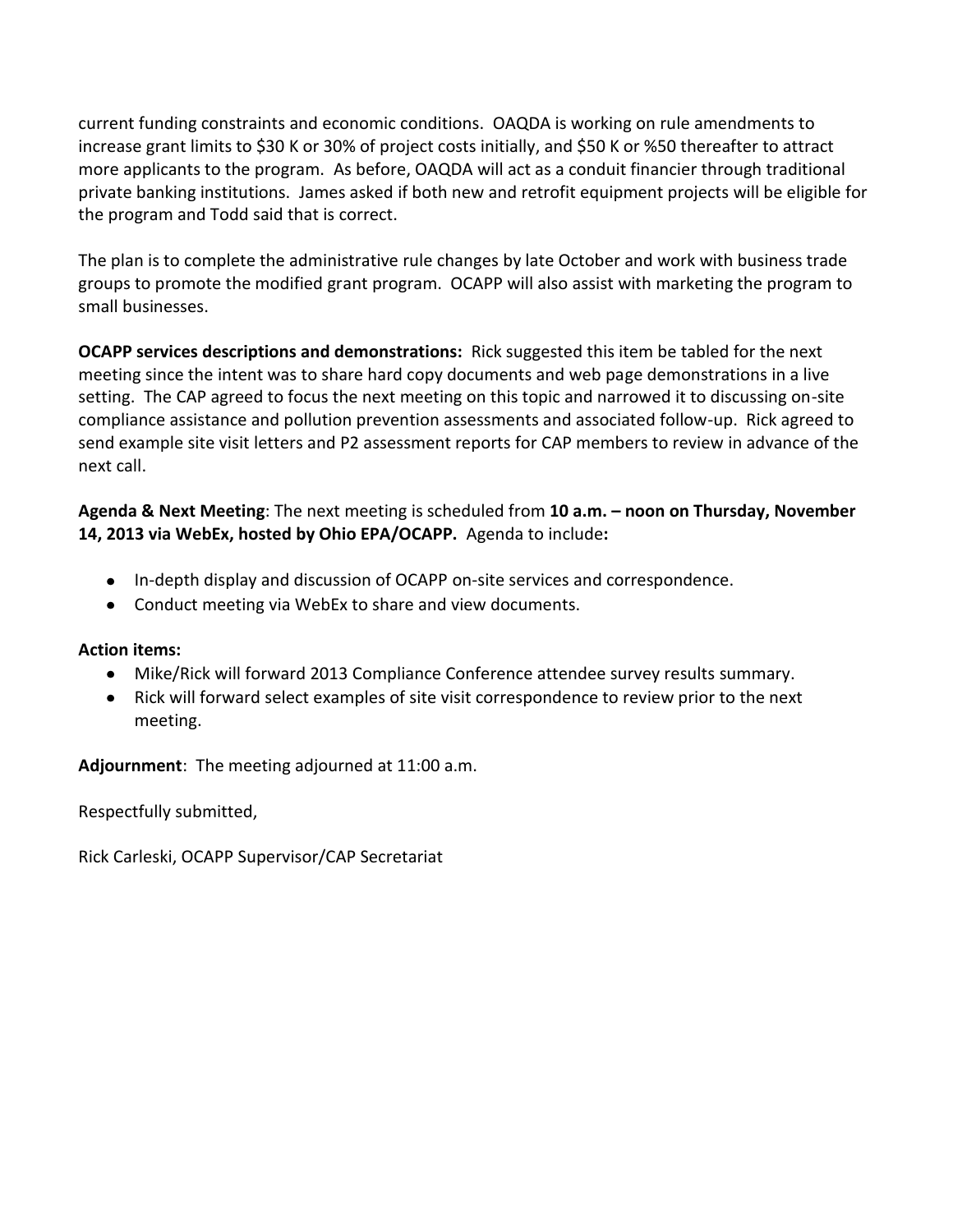current funding constraints and economic conditions. OAQDA is working on rule amendments to increase grant limits to $30 K or 30% of project costs initially, and $50 K or %50 thereafter to attract more applicants to the program. As before, OAQDA will act as a conduit financier through traditional private banking institutions. James asked if both new and retrofit equipment projects will be eligible for the program and Todd said that is correct.

The plan is to complete the administrative rule changes by late October and work with business trade groups to promote the modified grant program. OCAPP will also assist with marketing the program to small businesses.

**OCAPP services descriptions and demonstrations:** Rick suggested this item be tabled for the next meeting since the intent was to share hard copy documents and web page demonstrations in a live setting. The CAP agreed to focus the next meeting on this topic and narrowed it to discussing on-site compliance assistance and pollution prevention assessments and associated follow-up. Rick agreed to send example site visit letters and P2 assessment reports for CAP members to review in advance of the next call.

**Agenda & Next Meeting**: The next meeting is scheduled from **10 a.m. – noon on Thursday, November 14, 2013 via WebEx, hosted by Ohio EPA/OCAPP.** Agenda to include**:**

- In-depth display and discussion of OCAPP on-site services and correspondence.
- Conduct meeting via WebEx to share and view documents.

**Action items:**

- Mike/Rick will forward 2013 Compliance Conference attendee survey results summary.
- Rick will forward select examples of site visit correspondence to review prior to the next meeting.

**Adjournment**: The meeting adjourned at 11:00 a.m.

Respectfully submitted,

Rick Carleski, OCAPP Supervisor/CAP Secretariat